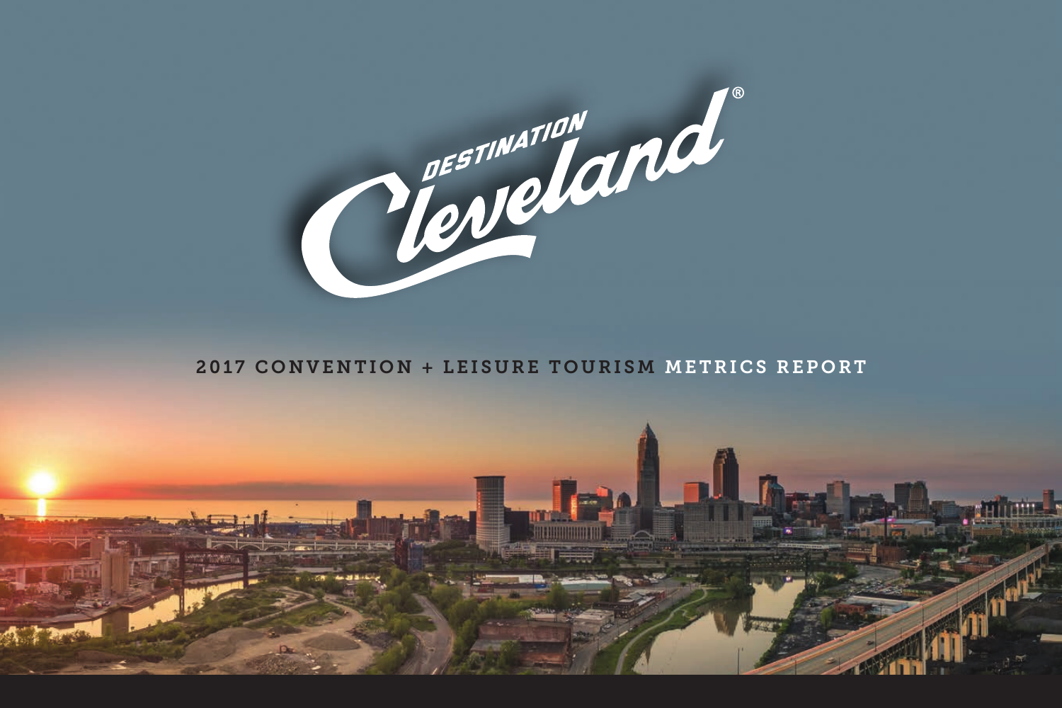# DESTINATION Cleveland®

## 2017 CONVENTION + LEISURE TOURISM METRICS REPORT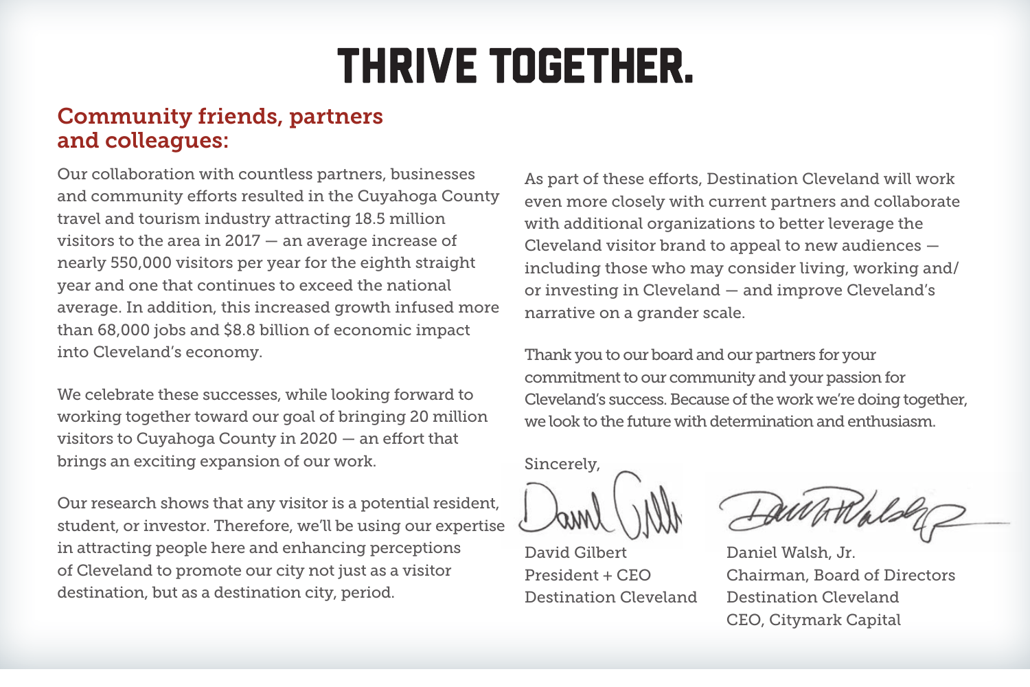# THRIVE TOGETHER.

## Community friends, partners and colleagues:

Our collaboration with countless partners, businesses and community efforts resulted in the Cuyahoga County travel and tourism industry attracting 18.5 million visitors to the area in 2017 — an average increase of nearly 550,000 visitors per year for the eighth straight year and one that continues to exceed the national average. In addition, this increased growth infused more than 68,000 jobs and $8.8 billion of economic impact into Cleveland's economy.

We celebrate these successes, while looking forward to working together toward our goal of bringing 20 million visitors to Cuyahoga County in 2020 — an effort that brings an exciting expansion of our work.

Our research shows that any visitor is a potential resident, student, or investor. Therefore, we'll be using our expertise in attracting people here and enhancing perceptions of Cleveland to promote our city not just as a visitor destination, but as a destination city, period.

As part of these efforts, Destination Cleveland will work even more closely with current partners and collaborate with additional organizations to better leverage the Cleveland visitor brand to appeal to new audiences — including those who may consider living, working and/or investing in Cleveland — and improve Cleveland's narrative on a grander scale.

Thank you to our board and our partners for your commitment to our community and your passion for Cleveland's success. Because of the work we're doing together, we look to the future with determination and enthusiasm.

Sincerely,

David Gilbert
President + CEO
Destination Cleveland

Daniel Walsh, Jr.
Chairman, Board of Directors
Destination Cleveland
CEO, Citymark Capital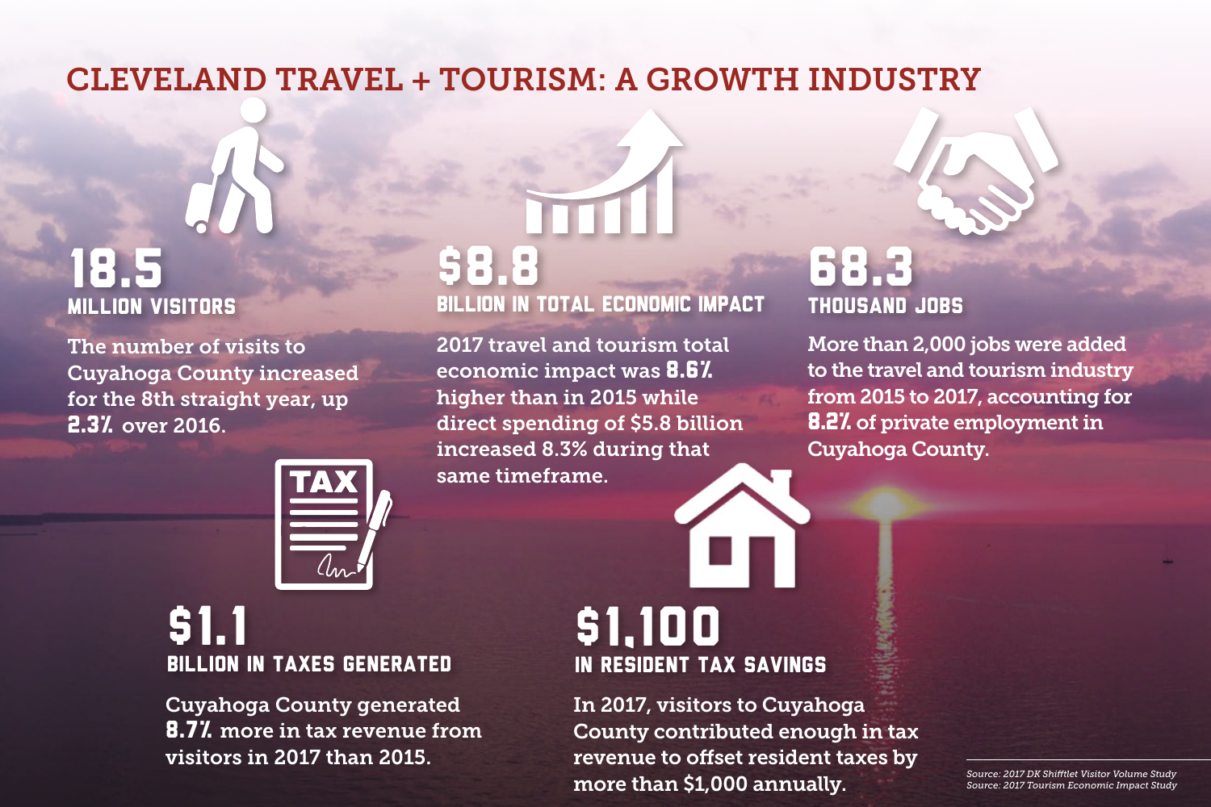# CLEVELAND TRAVEL + TOURISM: A GROWTH INDUSTRY

## 18.5
### MILLION VISITORS

The number of visits to Cuyahoga County increased for the 8th straight year, up **2.3%** over 2016.

## $8.8
### BILLION IN TOTAL ECONOMIC IMPACT

2017 travel and tourism total economic impact was **8.6%** higher than in 2015 while direct spending of $5.8 billion increased 8.3% during that same timeframe.

## 68.3
### THOUSAND JOBS

More than 2,000 jobs were added to the travel and tourism industry from 2015 to 2017, accounting for **8.2%** of private employment in Cuyahoga County.

## $1.1
### BILLION IN TAXES GENERATED

Cuyahoga County generated **8.7%** more in tax revenue from visitors in 2017 than 2015.

## $1,100
### IN RESIDENT TAX SAVINGS

In 2017, visitors to Cuyahoga County contributed enough in tax revenue to offset resident taxes by more than $1,000 annually.

*Source: 2017 DK Shifflet Visitor Volume Study*
*Source: 2017 Tourism Economic Impact Study*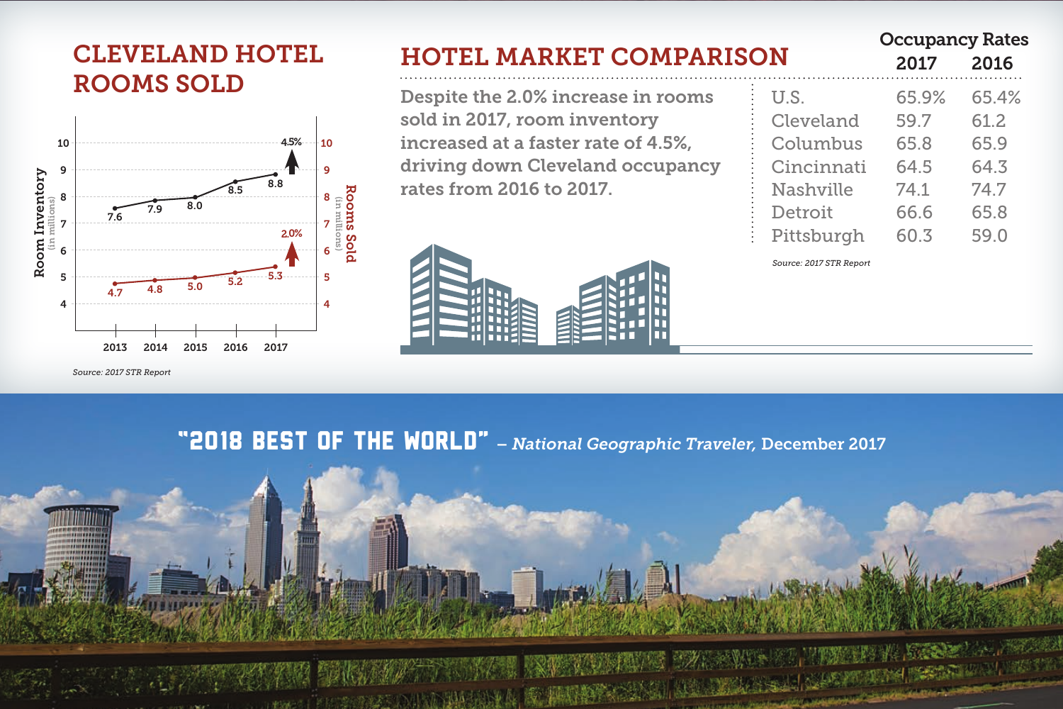## CLEVELAND HOTEL ROOMS SOLD

| Year | Room Inventory (in millions) | Rooms Sold (in millions) |
|---|---|---|
| 2013 | 7.6 | 4.7 |
| 2014 | 7.9 | 4.8 |
| 2015 | 8.0 | 5.0 |
| 2016 | 8.5 | 5.2 |
| 2017 | 8.8 | 5.3 |

Room Inventory: 4.5% increase; Rooms Sold: 2.0% increase

*Source: 2017 STR Report*

## HOTEL MARKET COMPARISON

Despite the 2.0% increase in rooms sold in 2017, room inventory increased at a faster rate of 4.5%, driving down Cleveland occupancy rates from 2016 to 2017.

| Occupancy Rates | 2017 | 2016 |
|---|---|---|
| U.S. | 65.9% | 65.4% |
| Cleveland | 59.7 | 61.2 |
| Columbus | 65.8 | 65.9 |
| Cincinnati | 64.5 | 64.3 |
| Nashville | 74.1 | 74.7 |
| Detroit | 66.6 | 65.8 |
| Pittsburgh | 60.3 | 59.0 |

*Source: 2017 STR Report*

**"2018 BEST OF THE WORLD"** – *National Geographic Traveler,* December 2017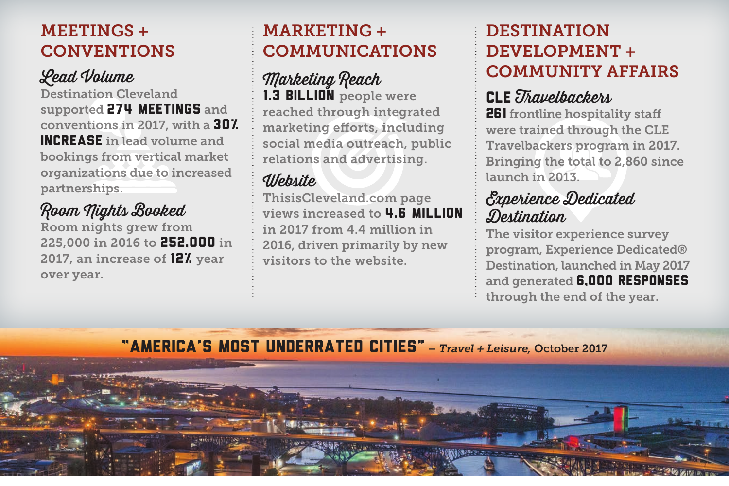## MEETINGS + CONVENTIONS

### Lead Volume

Destination Cleveland supported **274 MEETINGS** and conventions in 2017, with a **30% INCREASE** in lead volume and bookings from vertical market organizations due to increased partnerships.

### Room Nights Booked

Room nights grew from 225,000 in 2016 to **252,000** in 2017, an increase of **12%** year over year.

## MARKETING + COMMUNICATIONS

### Marketing Reach

**1.3 BILLION** people were reached through integrated marketing efforts, including social media outreach, public relations and advertising.

### Website

ThisisCleveland.com page views increased to **4.6 MILLION** in 2017 from 4.4 million in 2016, driven primarily by new visitors to the website.

## DESTINATION DEVELOPMENT + COMMUNITY AFFAIRS

### CLE Travelbackers

**261** frontline hospitality staff were trained through the CLE Travelbackers program in 2017. Bringing the total to 2,860 since launch in 2013.

### Experience Dedicated Destination

The visitor experience survey program, Experience Dedicated® Destination, launched in May 2017 and generated **6,000 RESPONSES** through the end of the year.

**"AMERICA'S MOST UNDERRATED CITIES"** – *Travel + Leisure,* October 2017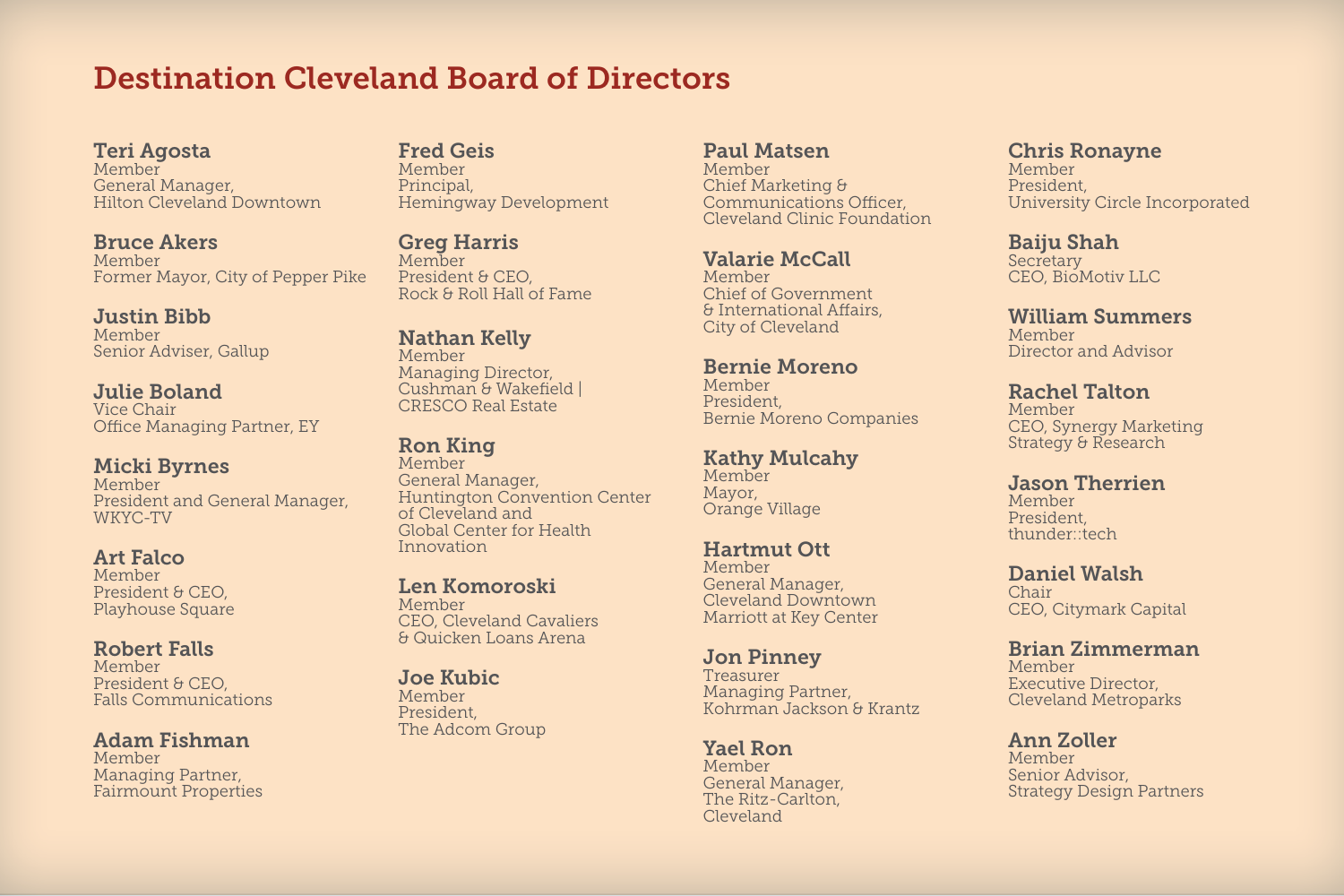# Destination Cleveland Board of Directors

**Teri Agosta**
Member
General Manager,
Hilton Cleveland Downtown

**Bruce Akers**
Member
Former Mayor, City of Pepper Pike

**Justin Bibb**
Member
Senior Adviser, Gallup

**Julie Boland**
Vice Chair
Office Managing Partner, EY

**Micki Byrnes**
Member
President and General Manager,
WKYC-TV

**Art Falco**
Member
President & CEO,
Playhouse Square

**Robert Falls**
Member
President & CEO,
Falls Communications

**Adam Fishman**
Member
Managing Partner,
Fairmount Properties

**Fred Geis**
Member
Principal,
Hemingway Development

**Greg Harris**
Member
President & CEO,
Rock & Roll Hall of Fame

**Nathan Kelly**
Member
Managing Director,
Cushman & Wakefield |
CRESCO Real Estate

**Ron King**
Member
General Manager,
Huntington Convention Center
of Cleveland and
Global Center for Health
Innovation

**Len Komoroski**
Member
CEO, Cleveland Cavaliers
& Quicken Loans Arena

**Joe Kubic**
Member
President,
The Adcom Group

**Paul Matsen**
Member
Chief Marketing &
Communications Officer,
Cleveland Clinic Foundation

**Valarie McCall**
Member
Chief of Government
& International Affairs,
City of Cleveland

**Bernie Moreno**
Member
President,
Bernie Moreno Companies

**Kathy Mulcahy**
Member
Mayor,
Orange Village

**Hartmut Ott**
Member
General Manager,
Cleveland Downtown
Marriott at Key Center

**Jon Pinney**
Treasurer
Managing Partner,
Kohrman Jackson & Krantz

**Yael Ron**
Member
General Manager,
The Ritz-Carlton,
Cleveland

**Chris Ronayne**
Member
President,
University Circle Incorporated

**Baiju Shah**
Secretary
CEO, BioMotiv LLC

**William Summers**
Member
Director and Advisor

**Rachel Talton**
Member
CEO, Synergy Marketing
Strategy & Research

**Jason Therrien**
Member
President,
thunder::tech

**Daniel Walsh**
Chair
CEO, Citymark Capital

**Brian Zimmerman**
Member
Executive Director,
Cleveland Metroparks

**Ann Zoller**
Member
Senior Advisor,
Strategy Design Partners